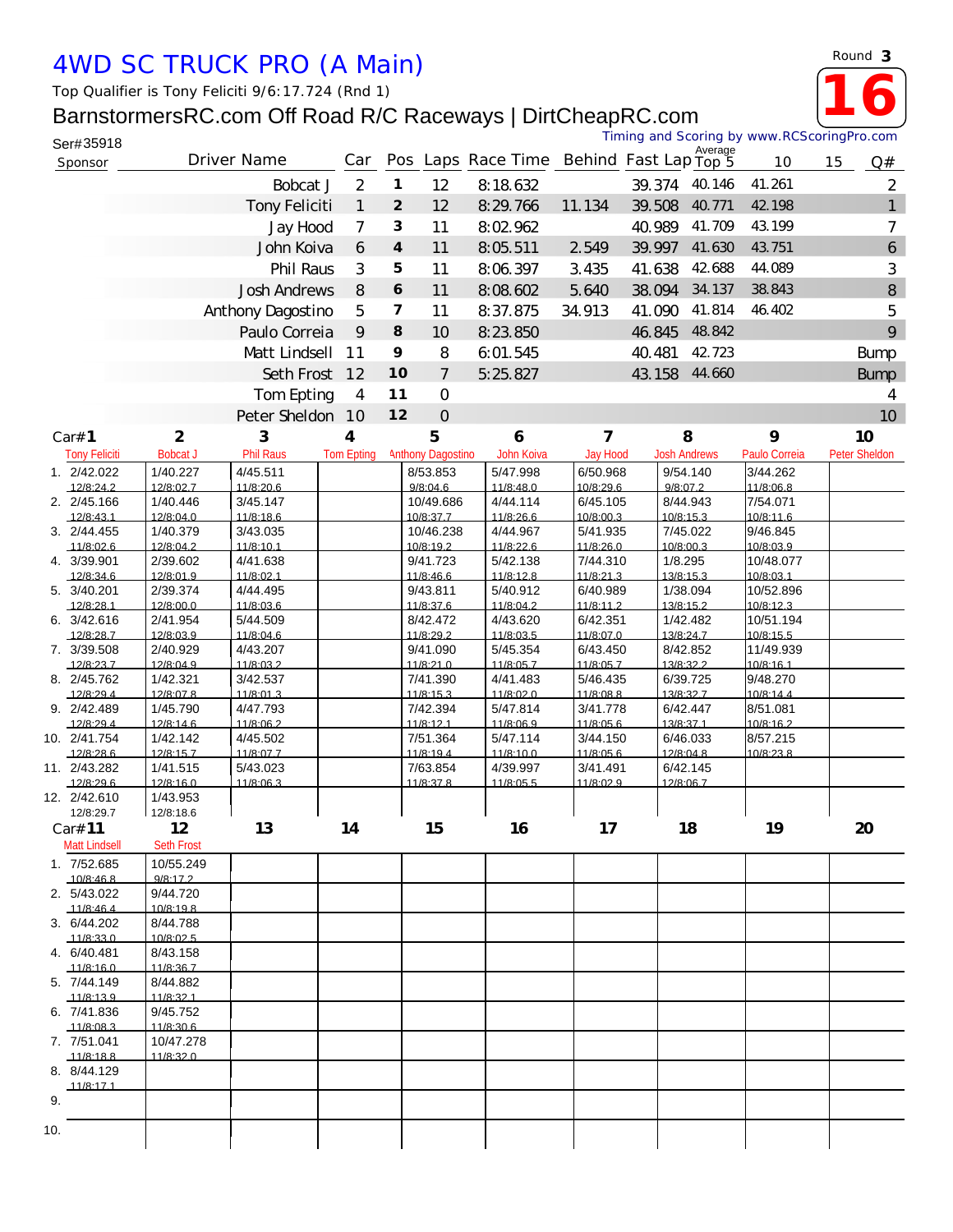# 4WD SC TRUCK PRO (A Main)

Top Qualifier is Tony Feliciti 9/6:17.724 (Rnd 1)

## BarnstormersRC.com Off Road R/C Raceways | DirtCheapRC.com

Round 3

**16**

Ser#35918

Timing and Scoring by www.RCScoringPro.com

| Sponsor | Driver Name | Car | Pos | Laps | Race Time | Behind | Fast Lap | Average Top 5 | 10 | 15 | Q# |
|---|---|---|---|---|---|---|---|---|---|---|---|
| | Bobcat J | 2 | 1 | 12 | 8:18.632 | | 39.374 | 40.146 | 41.261 | | 2 |
| | Tony Feliciti | 1 | 2 | 12 | 8:29.766 | 11.134 | 39.508 | 40.771 | 42.198 | | 1 |
| | Jay Hood | 7 | 3 | 11 | 8:02.962 | | 40.989 | 41.709 | 43.199 | | 7 |
| | John Koiva | 6 | 4 | 11 | 8:05.511 | 2.549 | 39.997 | 41.630 | 43.751 | | 6 |
| | Phil Raus | 3 | 5 | 11 | 8:06.397 | 3.435 | 41.638 | 42.688 | 44.089 | | 3 |
| | Josh Andrews | 8 | 6 | 11 | 8:08.602 | 5.640 | 38.094 | 34.137 | 38.843 | | 8 |
| | Anthony Dagostino | 5 | 7 | 11 | 8:37.875 | 34.913 | 41.090 | 41.814 | 46.402 | | 5 |
| | Paulo Correia | 9 | 8 | 10 | 8:23.850 | | 46.845 | 48.842 | | | 9 |
| | Matt Lindsell | 11 | 9 | 8 | 6:01.545 | | 40.481 | 42.723 | | | Bump |
| | Seth Frost | 12 | 10 | 7 | 5:25.827 | | 43.158 | 44.660 | | | Bump |
| | Tom Epting | 4 | 11 | 0 | | | | | | | 4 |
| | Peter Sheldon | 10 | 12 | 0 | | | | | | | 10 |

| Lap | Car# 1 Tony Feliciti | 2 Bobcat J | 3 Phil Raus | 4 Tom Epting | 5 Anthony Dagostino | 6 John Koiva | 7 Jay Hood | 8 Josh Andrews | 9 Paulo Correia | 10 Peter Sheldon |
|---|---|---|---|---|---|---|---|---|---|---|
| 1. | 2/42.022 12/8:24.2 | 1/40.227 12/8:02.7 | 4/45.511 11/8:20.6 | | 8/53.853 9/8:04.6 | 5/47.998 11/8:48.0 | 6/50.968 10/8:29.6 | 9/54.140 9/8:07.2 | 3/44.262 11/8:06.8 | |
| 2. | 2/45.166 12/8:43.1 | 1/40.446 12/8:04.0 | 3/45.147 11/8:18.6 | | 10/49.686 10/8:37.7 | 4/44.114 11/8:26.6 | 6/45.105 10/8:00.3 | 8/44.943 10/8:15.3 | 7/54.071 10/8:11.6 | |
| 3. | 2/44.455 11/8:02.6 | 1/40.379 12/8:04.2 | 3/43.035 11/8:10.1 | | 10/46.238 10/8:19.2 | 4/44.967 11/8:22.6 | 5/41.935 11/8:26.0 | 7/45.022 10/8:00.3 | 9/46.845 10/8:03.9 | |
| 4. | 3/39.901 12/8:34.6 | 2/39.602 12/8:01.9 | 4/41.638 11/8:02.1 | | 9/41.723 11/8:46.6 | 5/42.138 11/8:12.8 | 7/44.310 11/8:21.3 | 1/8.295 13/8:15.3 | 10/48.077 10/8:03.1 | |
| 5. | 3/40.201 12/8:28.1 | 2/39.374 12/8:00.0 | 4/44.495 11/8:03.6 | | 9/43.811 11/8:37.6 | 5/40.912 11/8:04.2 | 6/40.989 11/8:11.2 | 1/38.094 13/8:15.2 | 10/52.896 10/8:12.3 | |
| 6. | 3/42.616 12/8:28.7 | 2/41.954 12/8:03.9 | 5/44.509 11/8:04.6 | | 8/42.472 11/8:29.2 | 4/43.620 11/8:03.5 | 6/42.351 11/8:07.0 | 1/42.482 13/8:24.7 | 10/51.194 10/8:15.5 | |
| 7. | 3/39.508 12/8:23.7 | 2/40.929 12/8:04.9 | 4/43.207 11/8:03.2 | | 9/41.090 11/8:21.0 | 5/45.354 11/8:05.7 | 6/43.450 11/8:05.7 | 8/42.852 13/8:32.2 | 11/49.939 10/8:16.1 | |
| 8. | 2/45.762 12/8:29.4 | 1/42.321 12/8:07.8 | 3/42.537 11/8:01.3 | | 7/41.390 11/8:15.3 | 4/41.483 11/8:02.0 | 5/46.435 11/8:08.8 | 6/39.725 13/8:32.7 | 9/48.270 10/8:14.4 | |
| 9. | 2/42.489 12/8:29.4 | 1/45.790 12/8:14.6 | 4/47.793 11/8:06.2 | | 7/42.394 11/8:12.1 | 5/47.814 11/8:06.9 | 3/41.778 11/8:05.6 | 6/42.447 13/8:37.1 | 8/51.081 10/8:16.2 | |
| 10. | 2/41.754 12/8:28.6 | 1/42.142 12/8:15.7 | 4/45.502 11/8:07.7 | | 7/51.364 11/8:19.4 | 5/47.114 11/8:10.0 | 3/44.150 11/8:05.6 | 6/46.033 12/8:04.8 | 8/57.215 10/8:23.8 | |
| 11. | 2/43.282 12/8:29.6 | 1/41.515 12/8:16.0 | 5/43.023 11/8:06.3 | | 7/63.854 11/8:37.8 | 4/39.997 11/8:05.5 | 3/41.491 11/8:02.9 | 6/42.145 12/8:06.7 | | |
| 12. | 2/42.610 12/8:29.7 | 1/43.953 12/8:18.6 | | | | | | | | |

| Lap | Car# 11 Matt Lindsell | 12 Seth Frost | 13 | 14 | 15 | 16 | 17 | 18 | 19 | 20 |
|---|---|---|---|---|---|---|---|---|---|---|
| 1. | 7/52.685 10/8:46.8 | 10/55.249 9/8:17.2 | | | | | | | | |
| 2. | 5/43.022 11/8:46.4 | 9/44.720 10/8:19.8 | | | | | | | | |
| 3. | 6/44.202 11/8:33.0 | 8/44.788 10/8:02.5 | | | | | | | | |
| 4. | 6/40.481 11/8:16.0 | 8/43.158 11/8:36.7 | | | | | | | | |
| 5. | 7/44.149 11/8:13.9 | 8/44.882 11/8:32.1 | | | | | | | | |
| 6. | 7/41.836 11/8:08.3 | 9/45.752 11/8:30.6 | | | | | | | | |
| 7. | 7/51.041 11/8:18.8 | 10/47.278 11/8:32.0 | | | | | | | | |
| 8. | 8/44.129 11/8:17.1 | | | | | | | | | |
| 9. | | | | | | | | | | |
| 10. | | | | | | | | | | |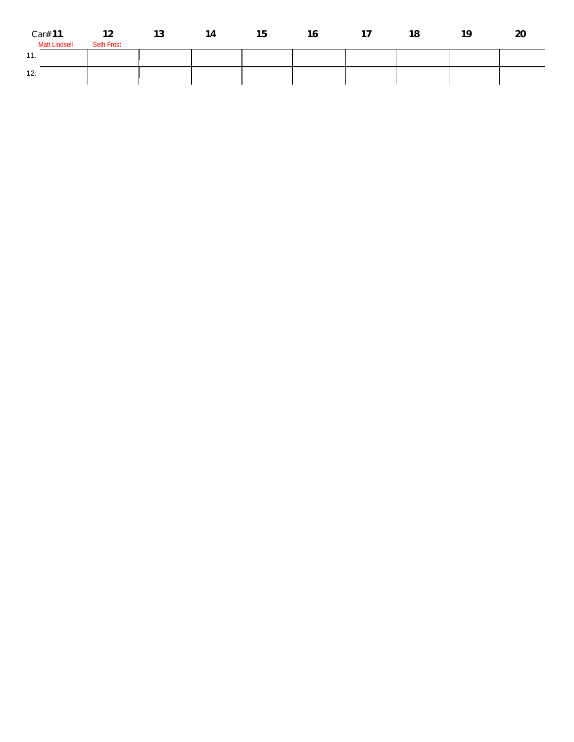| Car# **11** Matt Lindsell | **12** Seth Frost | **13** | **14** | **15** | **16** | **17** | **18** | **19** | **20** |
|---|---|---|---|---|---|---|---|---|---|
| 11. | | | | | | | | | |
| 12. | | | | | | | | | |